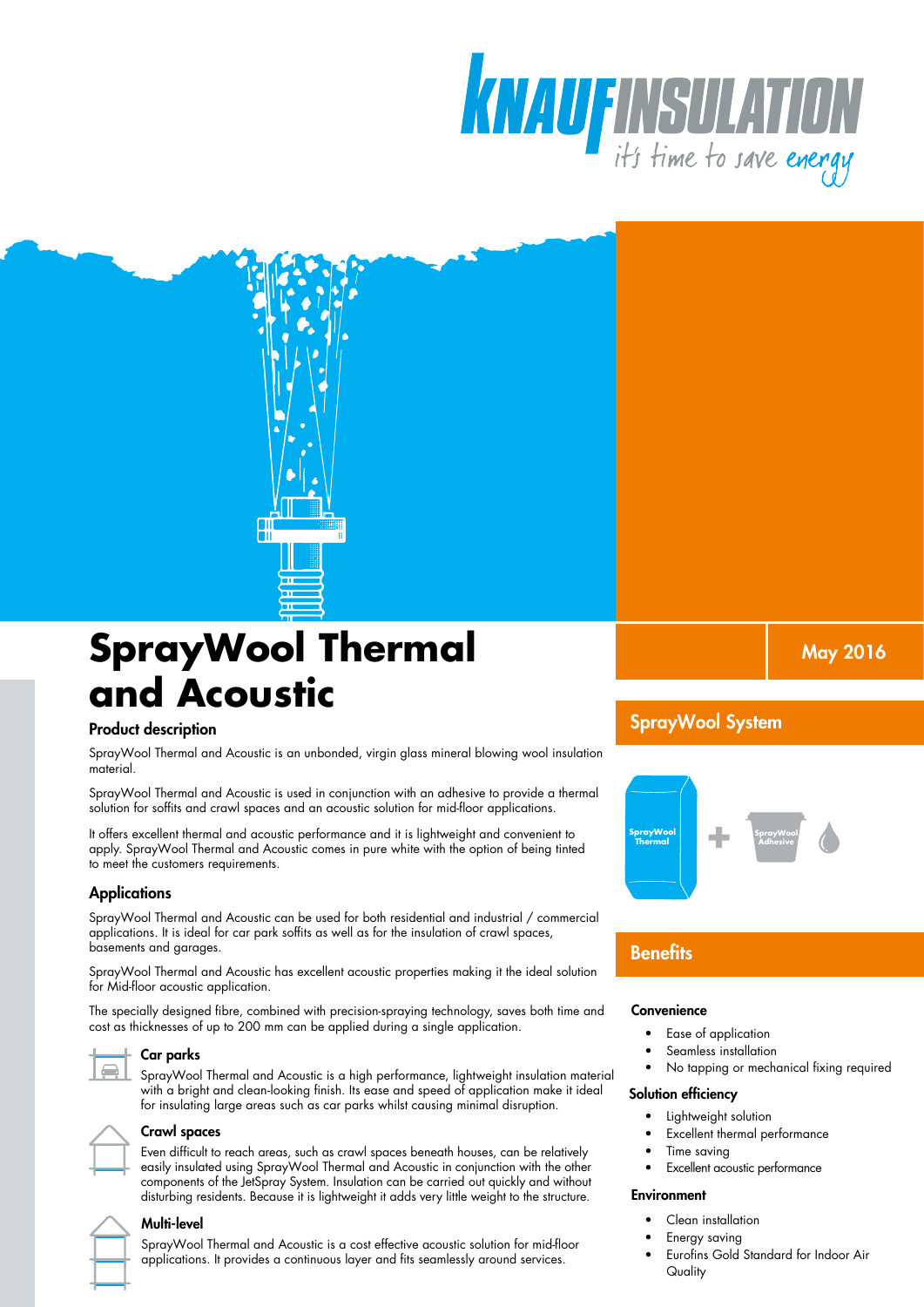# SprayWool Thermal and Acoustic

May 2016

## Product description

SprayWool Thermal and Acoustic is an unbonded, virgin glass mineral blowing wool insulation material.

SprayWool Thermal and Acoustic is used in conjunction with an adhesive to provide a thermal solution for soffits and crawl spaces and an acoustic solution for mid-floor applications.

It offers excellent thermal and acoustic performance and it is lightweight and convenient to apply. SprayWool Thermal and Acoustic comes in pure white with the option of being tinted to meet the customers requirements.

## Applications

SprayWool Thermal and Acoustic can be used for both residential and industrial / commercial applications. It is ideal for car park soffits as well as for the insulation of crawl spaces, basements and garages.

SprayWool Thermal and Acoustic has excellent acoustic properties making it the ideal solution for Mid-floor acoustic application.

The specially designed fibre, combined with precision-spraying technology, saves both time and cost as thicknesses of up to 200 mm can be applied during a single application.

### Car parks

SprayWool Thermal and Acoustic is a high performance, lightweight insulation material with a bright and clean-looking finish. Its ease and speed of application make it ideal for insulating large areas such as car parks whilst causing minimal disruption.

### Crawl spaces

Even difficult to reach areas, such as crawl spaces beneath houses, can be relatively easily insulated using SprayWool Thermal and Acoustic in conjunction with the other components of the JetSpray System. Insulation can be carried out quickly and without disturbing residents. Because it is lightweight it adds very little weight to the structure.

### Multi-level

SprayWool Thermal and Acoustic is a cost effective acoustic solution for mid-floor applications. It provides a continuous layer and fits seamlessly around services.

## SprayWool System

SprayWool Thermal + SprayWool Adhesive

## Benefits

### Convenience

- Ease of application
- Seamless installation
- No tapping or mechanical fixing required

### Solution efficiency

- Lightweight solution
- Excellent thermal performance
- Time saving
- Excellent acoustic performance

### Environment

- Clean installation
- Energy saving
- Eurofins Gold Standard for Indoor Air Quality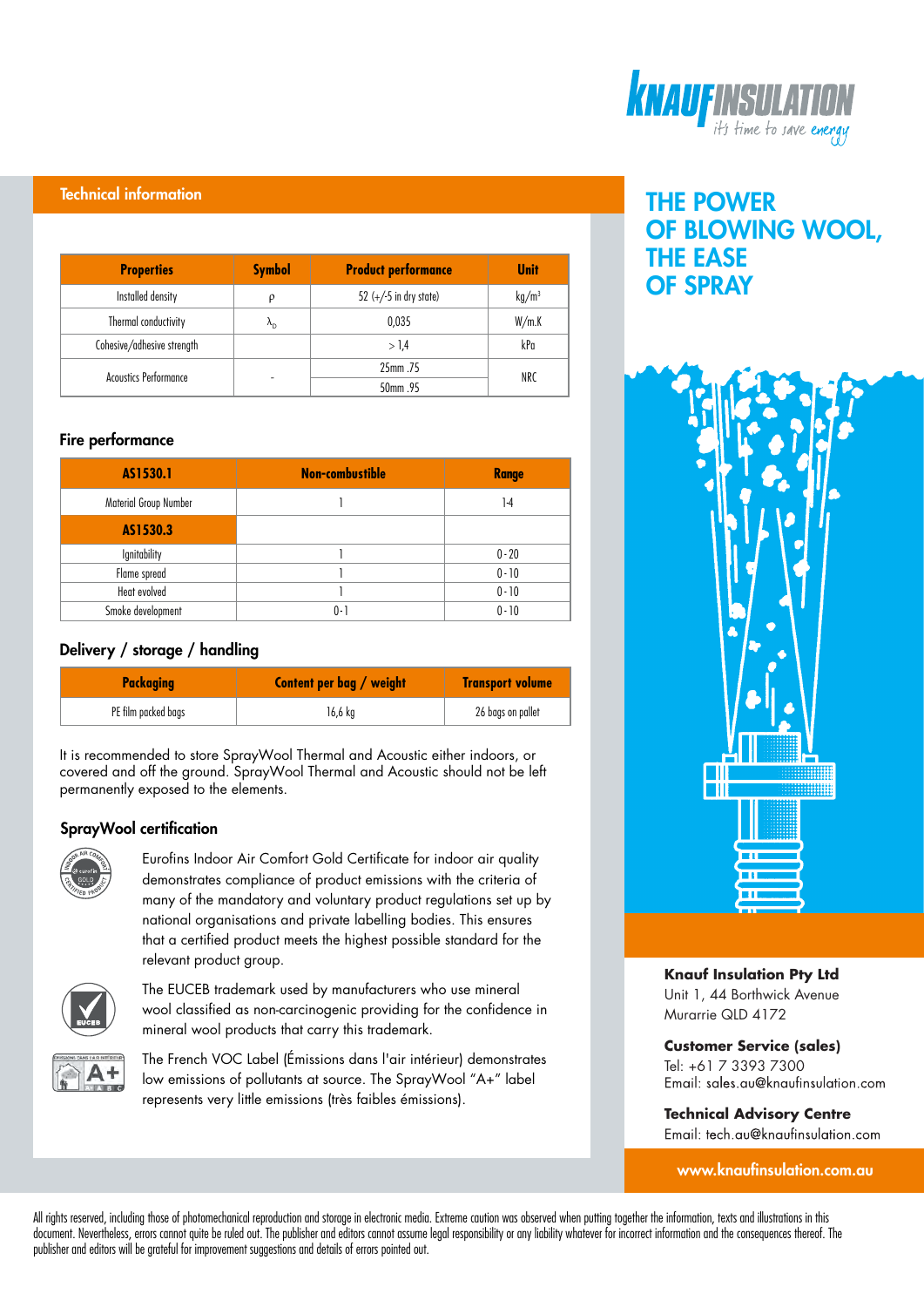KNAUF INSULATION
it's time to save energy

## Technical information

| Properties | Symbol | Product performance | Unit |
|---|---|---|---|
| Installed density | ρ | 52 (+/-5 in dry state) | kg/m³ |
| Thermal conductivity | $\lambda_D$ | 0,035 | W/m.K |
| Cohesive/adhesive strength | | > 1,4 | kPa |
| Acoustics Performance | - | 25mm .75 | NRC |
| | | 50mm .95 | |

### Fire performance

| AS1530.1 | Non-combustible | Range |
|---|---|---|
| Material Group Number | 1 | 1-4 |
| **AS1530.3** | | |
| Ignitability | 1 | 0 - 20 |
| Flame spread | 1 | 0 - 10 |
| Heat evolved | 1 | 0 - 10 |
| Smoke development | 0 - 1 | 0 - 10 |

### Delivery / storage / handling

| Packaging | Content per bag / weight | Transport volume |
|---|---|---|
| PE film packed bags | 16,6 kg | 26 bags on pallet |

It is recommended to store SprayWool Thermal and Acoustic either indoors, or covered and off the ground. SprayWool Thermal and Acoustic should not be left permanently exposed to the elements.

### SprayWool certification

Eurofins Indoor Air Comfort Gold Certificate for indoor air quality demonstrates compliance of product emissions with the criteria of many of the mandatory and voluntary product regulations set up by national organisations and private labelling bodies. This ensures that a certified product meets the highest possible standard for the relevant product group.

The EUCEB trademark used by manufacturers who use mineral wool classified as non-carcinogenic providing for the confidence in mineral wool products that carry this trademark.

The French VOC Label (Émissions dans l'air intérieur) demonstrates low emissions of pollutants at source. The SprayWool "A+" label represents very little emissions (très faibles émissions).

## THE POWER OF BLOWING WOOL, THE EASE OF SPRAY

**Knauf Insulation Pty Ltd**
Unit 1, 44 Borthwick Avenue
Murarrie QLD 4172

**Customer Service (sales)**
Tel: +61 7 3393 7300
Email: sales.au@knaufinsulation.com

**Technical Advisory Centre**
Email: tech.au@knaufinsulation.com

www.knaufinsulation.com.au

All rights reserved, including those of photomechanical reproduction and storage in electronic media. Extreme caution was observed when putting together the information, texts and illustrations in this document. Nevertheless, errors cannot quite be ruled out. The publisher and editors cannot assume legal responsibility or any liability whatever for incorrect information and the consequences thereof. The publisher and editors will be grateful for improvement suggestions and details of errors pointed out.